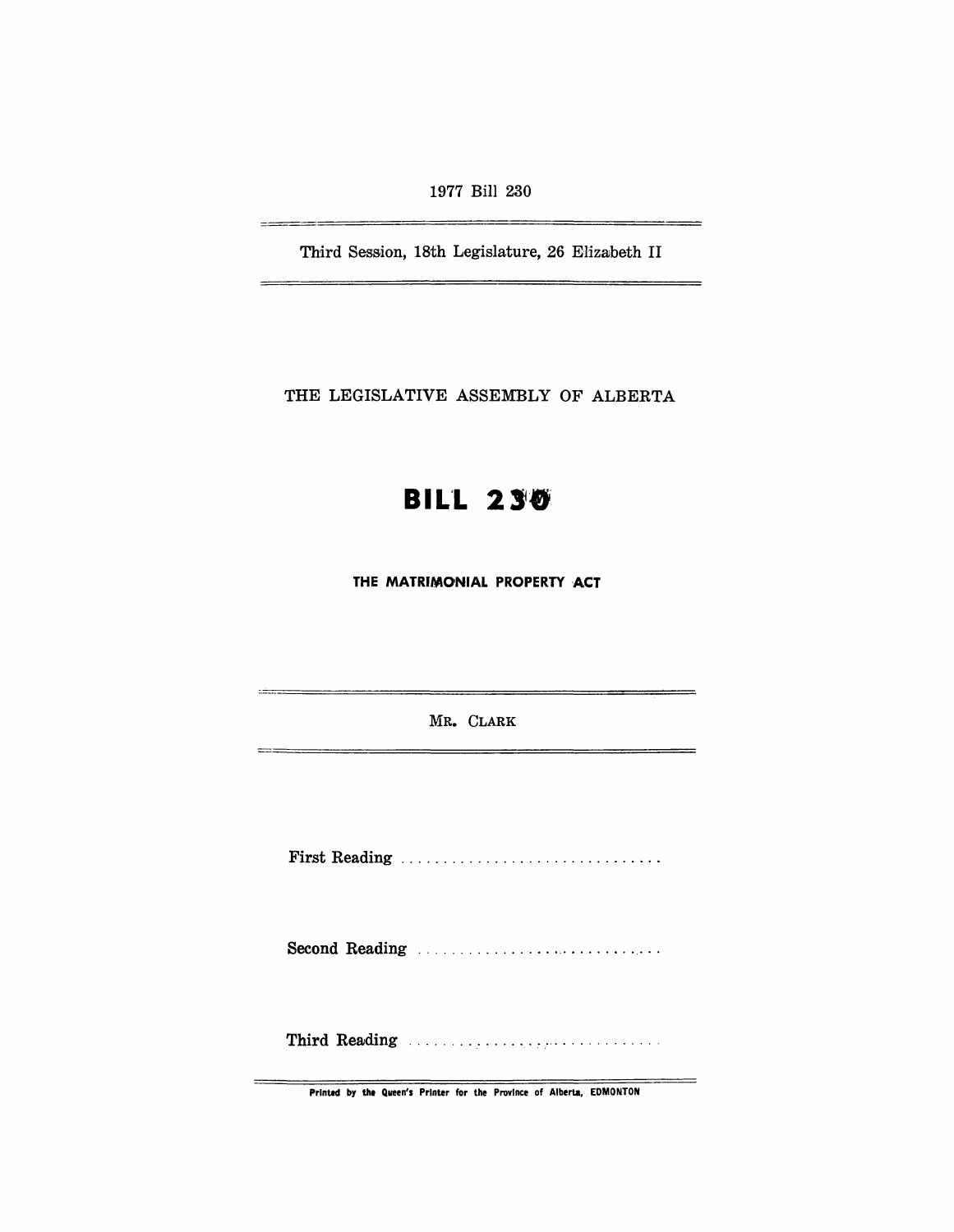1977 Bill 230

---

Third Session, 18th Legislature, 26 Elizabeth II

---

THE LEGISLATIVE ASSEMBLY OF ALBERTA

# BILL 230

## THE MATRIMONIAL PROPERTY ACT

---

MR. CLARK

---

First Reading . . . . . . . . . . . . . . . . . . . . . . . . . . . . . . .

Second Reading . . . . . . . . . . . . . . . . . . . . . . . . . . . . . .

Third Reading . . . . . . . . . . . . . . . . . . . . . . . . . . . . . .

---

Printed by the Queen's Printer for the Province of Alberta, EDMONTON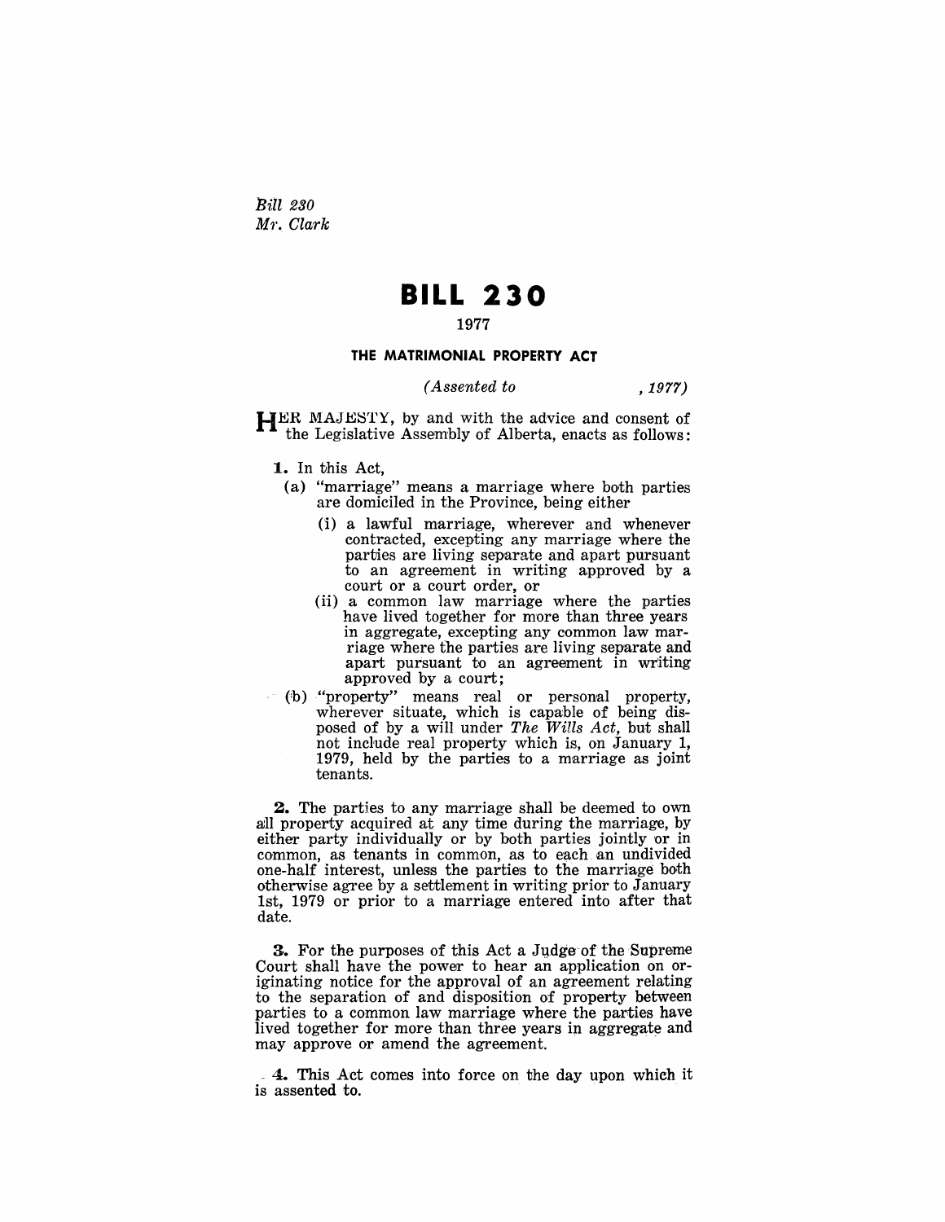*Bill 230*
*Mr. Clark*

# BILL 230

1977

## THE MATRIMONIAL PROPERTY ACT

*(Assented to , 1977)*

HER MAJESTY, by and with the advice and consent of the Legislative Assembly of Alberta, enacts as follows:

**1.** In this Act,

(a) "marriage" means a marriage where both parties are domiciled in the Province, being either

(i) a lawful marriage, wherever and whenever contracted, excepting any marriage where the parties are living separate and apart pursuant to an agreement in writing approved by a court or a court order, or

(ii) a common law marriage where the parties have lived together for more than three years in aggregate, excepting any common law marriage where the parties are living separate and apart pursuant to an agreement in writing approved by a court;

(b) "property" means real or personal property, wherever situate, which is capable of being disposed of by a will under *The Wills Act*, but shall not include real property which is, on January 1, 1979, held by the parties to a marriage as joint tenants.

**2.** The parties to any marriage shall be deemed to own all property acquired at any time during the marriage, by either party individually or by both parties jointly or in common, as tenants in common, as to each an undivided one-half interest, unless the parties to the marriage both otherwise agree by a settlement in writing prior to January 1st, 1979 or prior to a marriage entered into after that date.

**3.** For the purposes of this Act a Judge of the Supreme Court shall have the power to hear an application on originating notice for the approval of an agreement relating to the separation of and disposition of property between parties to a common law marriage where the parties have lived together for more than three years in aggregate and may approve or amend the agreement.

**4.** This Act comes into force on the day upon which it is assented to.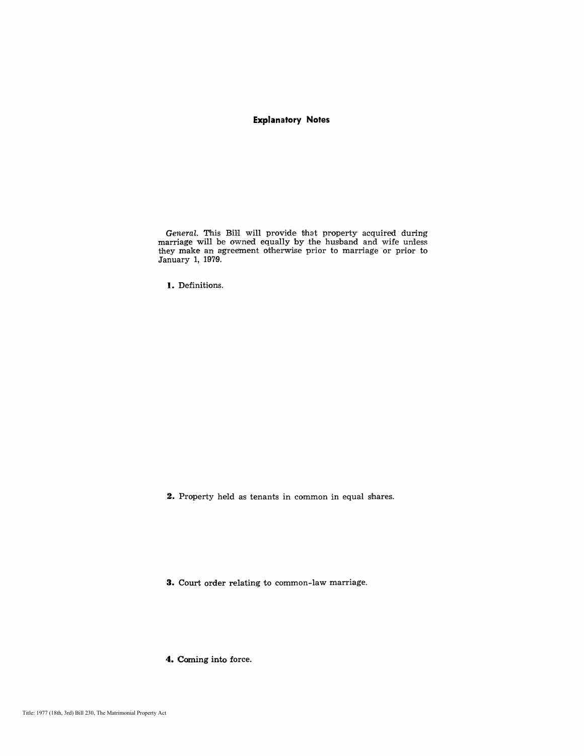## Explanatory Notes

*General.* This Bill will provide that property acquired during marriage will be owned equally by the husband and wife unless they make an agreement otherwise prior to marriage or prior to January 1, 1979.

**1.** Definitions.

**2.** Property held as tenants in common in equal shares.

**3.** Court order relating to common-law marriage.

**4.** Coming into force.